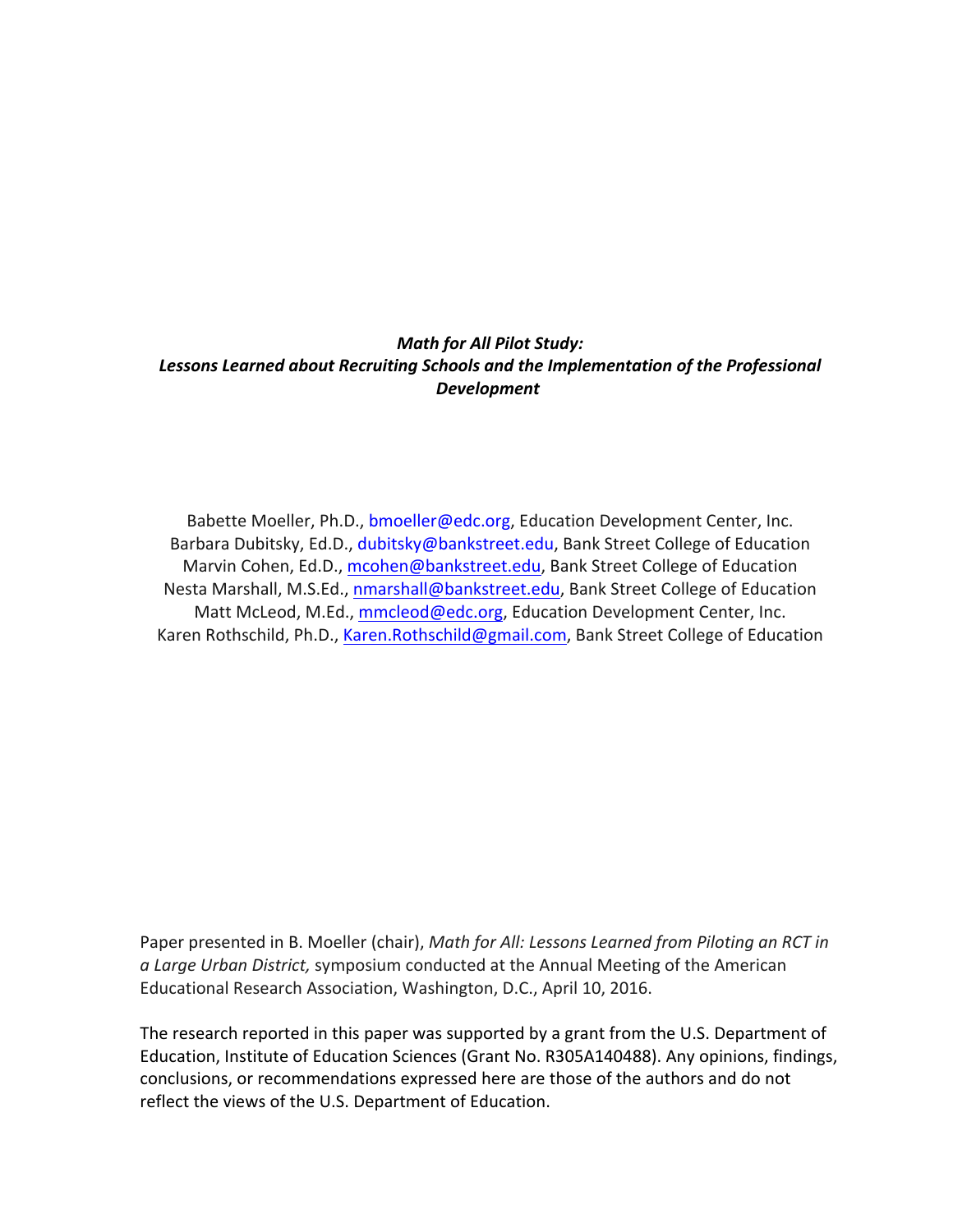***Math for All Pilot Study:***
***Lessons Learned about Recruiting Schools and the Implementation of the Professional Development***

Babette Moeller, Ph.D., bmoeller@edc.org, Education Development Center, Inc.
Barbara Dubitsky, Ed.D., dubitsky@bankstreet.edu, Bank Street College of Education
Marvin Cohen, Ed.D., mcohen@bankstreet.edu, Bank Street College of Education
Nesta Marshall, M.S.Ed., nmarshall@bankstreet.edu, Bank Street College of Education
Matt McLeod, M.Ed., mmcleod@edc.org, Education Development Center, Inc.
Karen Rothschild, Ph.D., Karen.Rothschild@gmail.com, Bank Street College of Education

Paper presented in B. Moeller (chair), *Math for All: Lessons Learned from Piloting an RCT in a Large Urban District,* symposium conducted at the Annual Meeting of the American Educational Research Association, Washington, D.C., April 10, 2016.

The research reported in this paper was supported by a grant from the U.S. Department of Education, Institute of Education Sciences (Grant No. R305A140488). Any opinions, findings, conclusions, or recommendations expressed here are those of the authors and do not reflect the views of the U.S. Department of Education.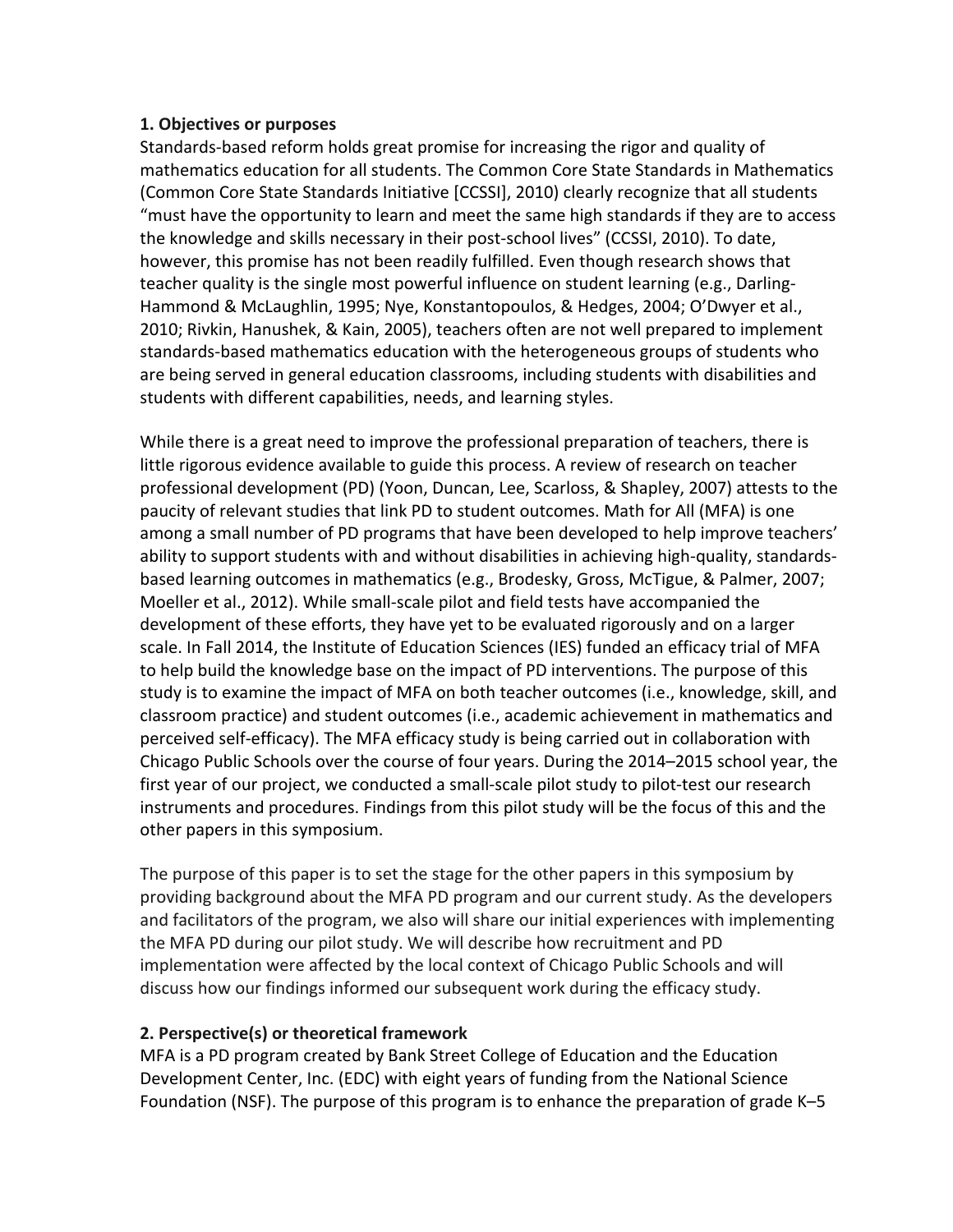## 1. Objectives or purposes

Standards-based reform holds great promise for increasing the rigor and quality of mathematics education for all students. The Common Core State Standards in Mathematics (Common Core State Standards Initiative [CCSSI], 2010) clearly recognize that all students "must have the opportunity to learn and meet the same high standards if they are to access the knowledge and skills necessary in their post-school lives" (CCSSI, 2010). To date, however, this promise has not been readily fulfilled. Even though research shows that teacher quality is the single most powerful influence on student learning (e.g., Darling-Hammond & McLaughlin, 1995; Nye, Konstantopoulos, & Hedges, 2004; O'Dwyer et al., 2010; Rivkin, Hanushek, & Kain, 2005), teachers often are not well prepared to implement standards-based mathematics education with the heterogeneous groups of students who are being served in general education classrooms, including students with disabilities and students with different capabilities, needs, and learning styles.

While there is a great need to improve the professional preparation of teachers, there is little rigorous evidence available to guide this process. A review of research on teacher professional development (PD) (Yoon, Duncan, Lee, Scarloss, & Shapley, 2007) attests to the paucity of relevant studies that link PD to student outcomes. Math for All (MFA) is one among a small number of PD programs that have been developed to help improve teachers' ability to support students with and without disabilities in achieving high-quality, standards-based learning outcomes in mathematics (e.g., Brodesky, Gross, McTigue, & Palmer, 2007; Moeller et al., 2012). While small-scale pilot and field tests have accompanied the development of these efforts, they have yet to be evaluated rigorously and on a larger scale. In Fall 2014, the Institute of Education Sciences (IES) funded an efficacy trial of MFA to help build the knowledge base on the impact of PD interventions. The purpose of this study is to examine the impact of MFA on both teacher outcomes (i.e., knowledge, skill, and classroom practice) and student outcomes (i.e., academic achievement in mathematics and perceived self-efficacy). The MFA efficacy study is being carried out in collaboration with Chicago Public Schools over the course of four years. During the 2014–2015 school year, the first year of our project, we conducted a small-scale pilot study to pilot-test our research instruments and procedures. Findings from this pilot study will be the focus of this and the other papers in this symposium.

The purpose of this paper is to set the stage for the other papers in this symposium by providing background about the MFA PD program and our current study. As the developers and facilitators of the program, we also will share our initial experiences with implementing the MFA PD during our pilot study. We will describe how recruitment and PD implementation were affected by the local context of Chicago Public Schools and will discuss how our findings informed our subsequent work during the efficacy study.

## 2. Perspective(s) or theoretical framework

MFA is a PD program created by Bank Street College of Education and the Education Development Center, Inc. (EDC) with eight years of funding from the National Science Foundation (NSF). The purpose of this program is to enhance the preparation of grade K–5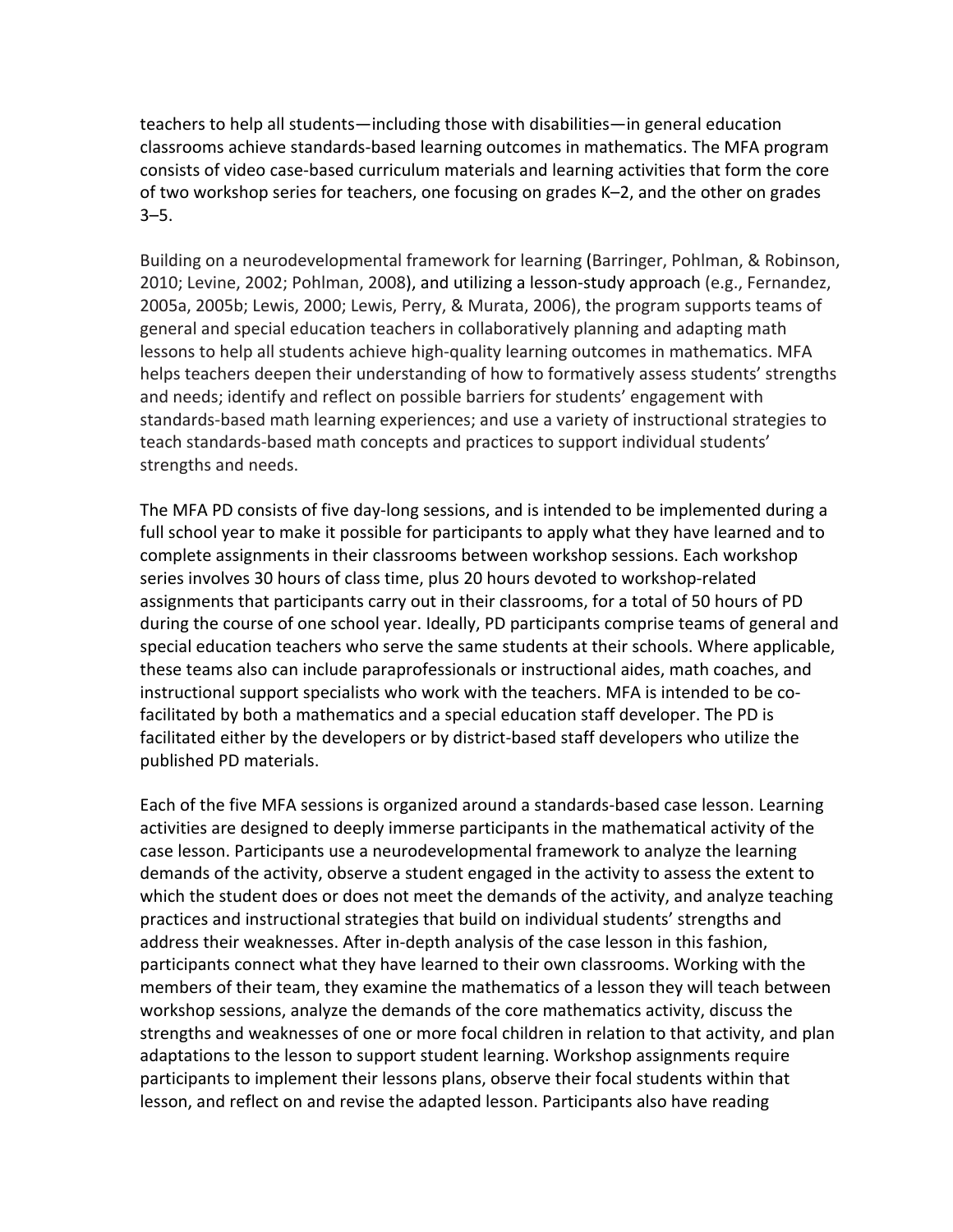teachers to help all students—including those with disabilities—in general education classrooms achieve standards-based learning outcomes in mathematics. The MFA program consists of video case-based curriculum materials and learning activities that form the core of two workshop series for teachers, one focusing on grades K–2, and the other on grades 3–5.

Building on a neurodevelopmental framework for learning (Barringer, Pohlman, & Robinson, 2010; Levine, 2002; Pohlman, 2008), and utilizing a lesson-study approach (e.g., Fernandez, 2005a, 2005b; Lewis, 2000; Lewis, Perry, & Murata, 2006), the program supports teams of general and special education teachers in collaboratively planning and adapting math lessons to help all students achieve high-quality learning outcomes in mathematics. MFA helps teachers deepen their understanding of how to formatively assess students' strengths and needs; identify and reflect on possible barriers for students' engagement with standards-based math learning experiences; and use a variety of instructional strategies to teach standards-based math concepts and practices to support individual students' strengths and needs.

The MFA PD consists of five day-long sessions, and is intended to be implemented during a full school year to make it possible for participants to apply what they have learned and to complete assignments in their classrooms between workshop sessions. Each workshop series involves 30 hours of class time, plus 20 hours devoted to workshop-related assignments that participants carry out in their classrooms, for a total of 50 hours of PD during the course of one school year. Ideally, PD participants comprise teams of general and special education teachers who serve the same students at their schools. Where applicable, these teams also can include paraprofessionals or instructional aides, math coaches, and instructional support specialists who work with the teachers. MFA is intended to be co-facilitated by both a mathematics and a special education staff developer. The PD is facilitated either by the developers or by district-based staff developers who utilize the published PD materials.

Each of the five MFA sessions is organized around a standards-based case lesson. Learning activities are designed to deeply immerse participants in the mathematical activity of the case lesson. Participants use a neurodevelopmental framework to analyze the learning demands of the activity, observe a student engaged in the activity to assess the extent to which the student does or does not meet the demands of the activity, and analyze teaching practices and instructional strategies that build on individual students' strengths and address their weaknesses. After in-depth analysis of the case lesson in this fashion, participants connect what they have learned to their own classrooms. Working with the members of their team, they examine the mathematics of a lesson they will teach between workshop sessions, analyze the demands of the core mathematics activity, discuss the strengths and weaknesses of one or more focal children in relation to that activity, and plan adaptations to the lesson to support student learning. Workshop assignments require participants to implement their lessons plans, observe their focal students within that lesson, and reflect on and revise the adapted lesson. Participants also have reading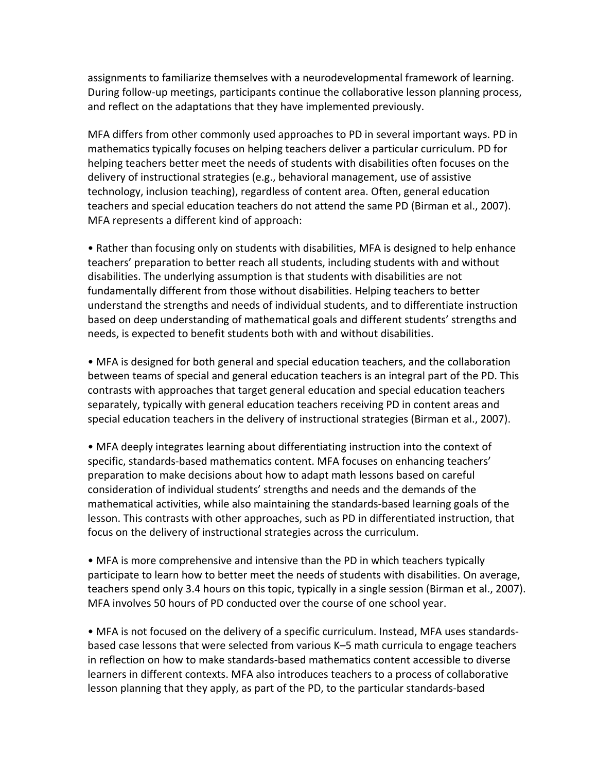assignments to familiarize themselves with a neurodevelopmental framework of learning. During follow-up meetings, participants continue the collaborative lesson planning process, and reflect on the adaptations that they have implemented previously.

MFA differs from other commonly used approaches to PD in several important ways. PD in mathematics typically focuses on helping teachers deliver a particular curriculum. PD for helping teachers better meet the needs of students with disabilities often focuses on the delivery of instructional strategies (e.g., behavioral management, use of assistive technology, inclusion teaching), regardless of content area. Often, general education teachers and special education teachers do not attend the same PD (Birman et al., 2007). MFA represents a different kind of approach:

- Rather than focusing only on students with disabilities, MFA is designed to help enhance teachers' preparation to better reach all students, including students with and without disabilities. The underlying assumption is that students with disabilities are not fundamentally different from those without disabilities. Helping teachers to better understand the strengths and needs of individual students, and to differentiate instruction based on deep understanding of mathematical goals and different students' strengths and needs, is expected to benefit students both with and without disabilities.

- MFA is designed for both general and special education teachers, and the collaboration between teams of special and general education teachers is an integral part of the PD. This contrasts with approaches that target general education and special education teachers separately, typically with general education teachers receiving PD in content areas and special education teachers in the delivery of instructional strategies (Birman et al., 2007).

- MFA deeply integrates learning about differentiating instruction into the context of specific, standards-based mathematics content. MFA focuses on enhancing teachers' preparation to make decisions about how to adapt math lessons based on careful consideration of individual students' strengths and needs and the demands of the mathematical activities, while also maintaining the standards-based learning goals of the lesson. This contrasts with other approaches, such as PD in differentiated instruction, that focus on the delivery of instructional strategies across the curriculum.

- MFA is more comprehensive and intensive than the PD in which teachers typically participate to learn how to better meet the needs of students with disabilities. On average, teachers spend only 3.4 hours on this topic, typically in a single session (Birman et al., 2007). MFA involves 50 hours of PD conducted over the course of one school year.

- MFA is not focused on the delivery of a specific curriculum. Instead, MFA uses standards-based case lessons that were selected from various K–5 math curricula to engage teachers in reflection on how to make standards-based mathematics content accessible to diverse learners in different contexts. MFA also introduces teachers to a process of collaborative lesson planning that they apply, as part of the PD, to the particular standards-based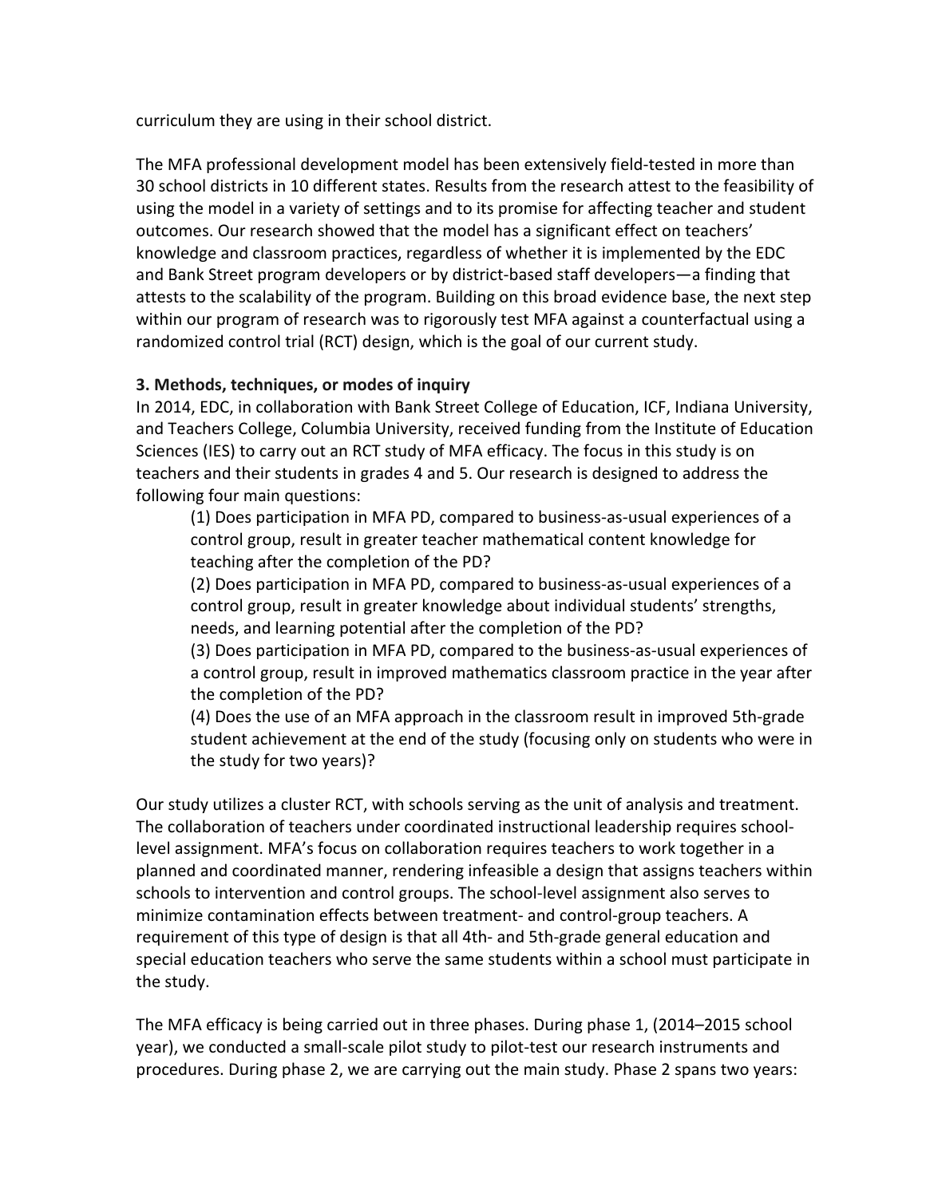curriculum they are using in their school district.

The MFA professional development model has been extensively field-tested in more than 30 school districts in 10 different states. Results from the research attest to the feasibility of using the model in a variety of settings and to its promise for affecting teacher and student outcomes. Our research showed that the model has a significant effect on teachers' knowledge and classroom practices, regardless of whether it is implemented by the EDC and Bank Street program developers or by district-based staff developers—a finding that attests to the scalability of the program. Building on this broad evidence base, the next step within our program of research was to rigorously test MFA against a counterfactual using a randomized control trial (RCT) design, which is the goal of our current study.

**3. Methods, techniques, or modes of inquiry**

In 2014, EDC, in collaboration with Bank Street College of Education, ICF, Indiana University, and Teachers College, Columbia University, received funding from the Institute of Education Sciences (IES) to carry out an RCT study of MFA efficacy. The focus in this study is on teachers and their students in grades 4 and 5. Our research is designed to address the following four main questions:

> (1) Does participation in MFA PD, compared to business-as-usual experiences of a control group, result in greater teacher mathematical content knowledge for teaching after the completion of the PD?
>
> (2) Does participation in MFA PD, compared to business-as-usual experiences of a control group, result in greater knowledge about individual students' strengths, needs, and learning potential after the completion of the PD?
>
> (3) Does participation in MFA PD, compared to the business-as-usual experiences of a control group, result in improved mathematics classroom practice in the year after the completion of the PD?
>
> (4) Does the use of an MFA approach in the classroom result in improved 5th-grade student achievement at the end of the study (focusing only on students who were in the study for two years)?

Our study utilizes a cluster RCT, with schools serving as the unit of analysis and treatment. The collaboration of teachers under coordinated instructional leadership requires school-level assignment. MFA's focus on collaboration requires teachers to work together in a planned and coordinated manner, rendering infeasible a design that assigns teachers within schools to intervention and control groups. The school-level assignment also serves to minimize contamination effects between treatment- and control-group teachers. A requirement of this type of design is that all 4th- and 5th-grade general education and special education teachers who serve the same students within a school must participate in the study.

The MFA efficacy is being carried out in three phases. During phase 1, (2014–2015 school year), we conducted a small-scale pilot study to pilot-test our research instruments and procedures. During phase 2, we are carrying out the main study. Phase 2 spans two years: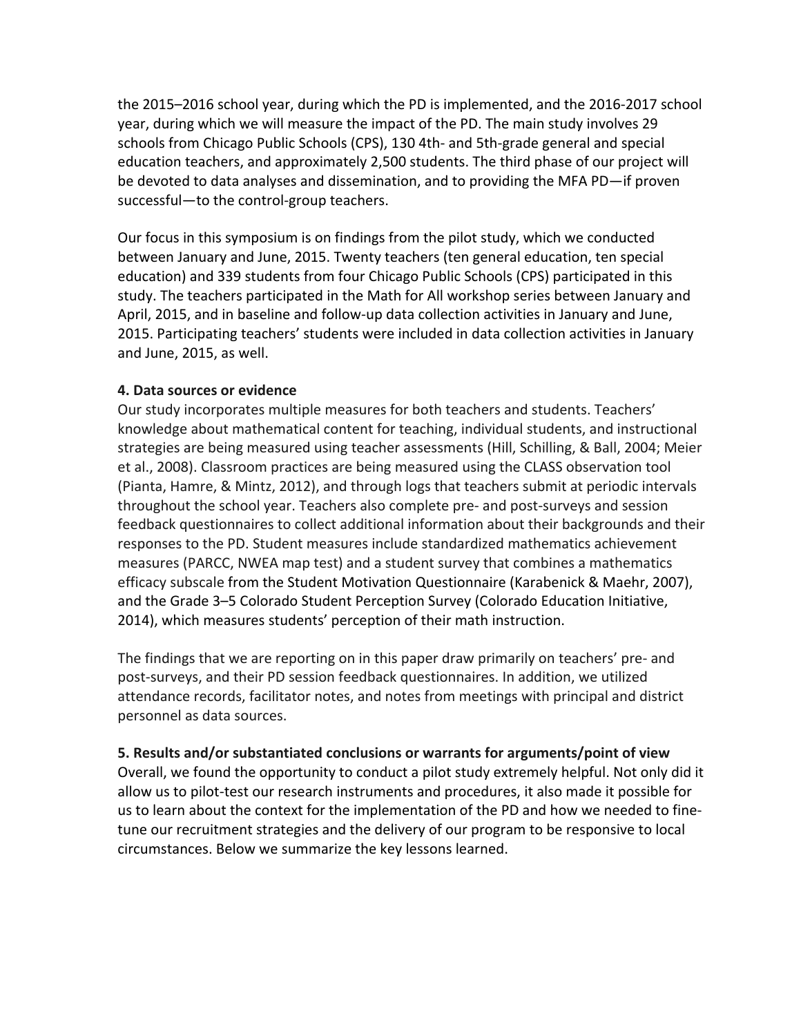the 2015–2016 school year, during which the PD is implemented, and the 2016-2017 school year, during which we will measure the impact of the PD. The main study involves 29 schools from Chicago Public Schools (CPS), 130 4th- and 5th-grade general and special education teachers, and approximately 2,500 students. The third phase of our project will be devoted to data analyses and dissemination, and to providing the MFA PD—if proven successful—to the control-group teachers.

Our focus in this symposium is on findings from the pilot study, which we conducted between January and June, 2015. Twenty teachers (ten general education, ten special education) and 339 students from four Chicago Public Schools (CPS) participated in this study. The teachers participated in the Math for All workshop series between January and April, 2015, and in baseline and follow-up data collection activities in January and June, 2015. Participating teachers' students were included in data collection activities in January and June, 2015, as well.

**4. Data sources or evidence**

Our study incorporates multiple measures for both teachers and students. Teachers' knowledge about mathematical content for teaching, individual students, and instructional strategies are being measured using teacher assessments (Hill, Schilling, & Ball, 2004; Meier et al., 2008). Classroom practices are being measured using the CLASS observation tool (Pianta, Hamre, & Mintz, 2012), and through logs that teachers submit at periodic intervals throughout the school year. Teachers also complete pre- and post-surveys and session feedback questionnaires to collect additional information about their backgrounds and their responses to the PD. Student measures include standardized mathematics achievement measures (PARCC, NWEA map test) and a student survey that combines a mathematics efficacy subscale from the Student Motivation Questionnaire (Karabenick & Maehr, 2007), and the Grade 3–5 Colorado Student Perception Survey (Colorado Education Initiative, 2014), which measures students' perception of their math instruction.

The findings that we are reporting on in this paper draw primarily on teachers' pre- and post-surveys, and their PD session feedback questionnaires. In addition, we utilized attendance records, facilitator notes, and notes from meetings with principal and district personnel as data sources.

**5. Results and/or substantiated conclusions or warrants for arguments/point of view**

Overall, we found the opportunity to conduct a pilot study extremely helpful. Not only did it allow us to pilot-test our research instruments and procedures, it also made it possible for us to learn about the context for the implementation of the PD and how we needed to fine-tune our recruitment strategies and the delivery of our program to be responsive to local circumstances. Below we summarize the key lessons learned.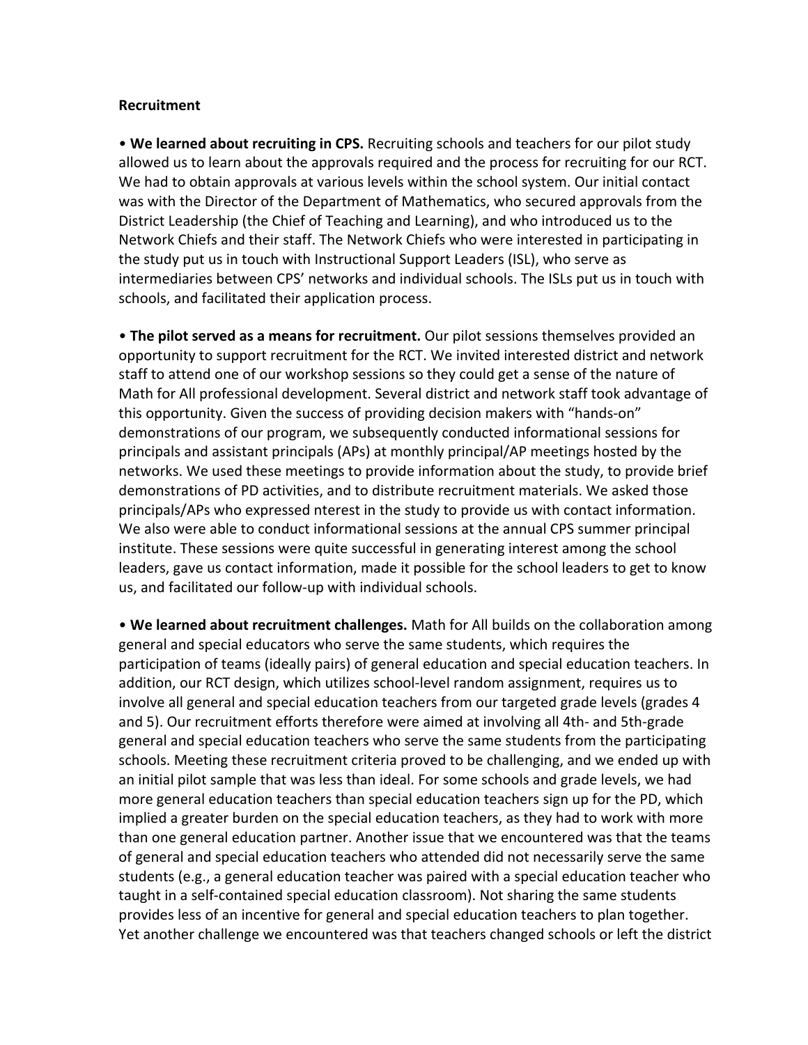**Recruitment**

- **We learned about recruiting in CPS.** Recruiting schools and teachers for our pilot study allowed us to learn about the approvals required and the process for recruiting for our RCT. We had to obtain approvals at various levels within the school system. Our initial contact was with the Director of the Department of Mathematics, who secured approvals from the District Leadership (the Chief of Teaching and Learning), and who introduced us to the Network Chiefs and their staff. The Network Chiefs who were interested in participating in the study put us in touch with Instructional Support Leaders (ISL), who serve as intermediaries between CPS' networks and individual schools. The ISLs put us in touch with schools, and facilitated their application process.

- **The pilot served as a means for recruitment.** Our pilot sessions themselves provided an opportunity to support recruitment for the RCT. We invited interested district and network staff to attend one of our workshop sessions so they could get a sense of the nature of Math for All professional development. Several district and network staff took advantage of this opportunity. Given the success of providing decision makers with "hands-on" demonstrations of our program, we subsequently conducted informational sessions for principals and assistant principals (APs) at monthly principal/AP meetings hosted by the networks. We used these meetings to provide information about the study, to provide brief demonstrations of PD activities, and to distribute recruitment materials. We asked those principals/APs who expressed nterest in the study to provide us with contact information. We also were able to conduct informational sessions at the annual CPS summer principal institute. These sessions were quite successful in generating interest among the school leaders, gave us contact information, made it possible for the school leaders to get to know us, and facilitated our follow-up with individual schools.

- **We learned about recruitment challenges.** Math for All builds on the collaboration among general and special educators who serve the same students, which requires the participation of teams (ideally pairs) of general education and special education teachers. In addition, our RCT design, which utilizes school-level random assignment, requires us to involve all general and special education teachers from our targeted grade levels (grades 4 and 5). Our recruitment efforts therefore were aimed at involving all 4th- and 5th-grade general and special education teachers who serve the same students from the participating schools. Meeting these recruitment criteria proved to be challenging, and we ended up with an initial pilot sample that was less than ideal. For some schools and grade levels, we had more general education teachers than special education teachers sign up for the PD, which implied a greater burden on the special education teachers, as they had to work with more than one general education partner. Another issue that we encountered was that the teams of general and special education teachers who attended did not necessarily serve the same students (e.g., a general education teacher was paired with a special education teacher who taught in a self-contained special education classroom). Not sharing the same students provides less of an incentive for general and special education teachers to plan together. Yet another challenge we encountered was that teachers changed schools or left the district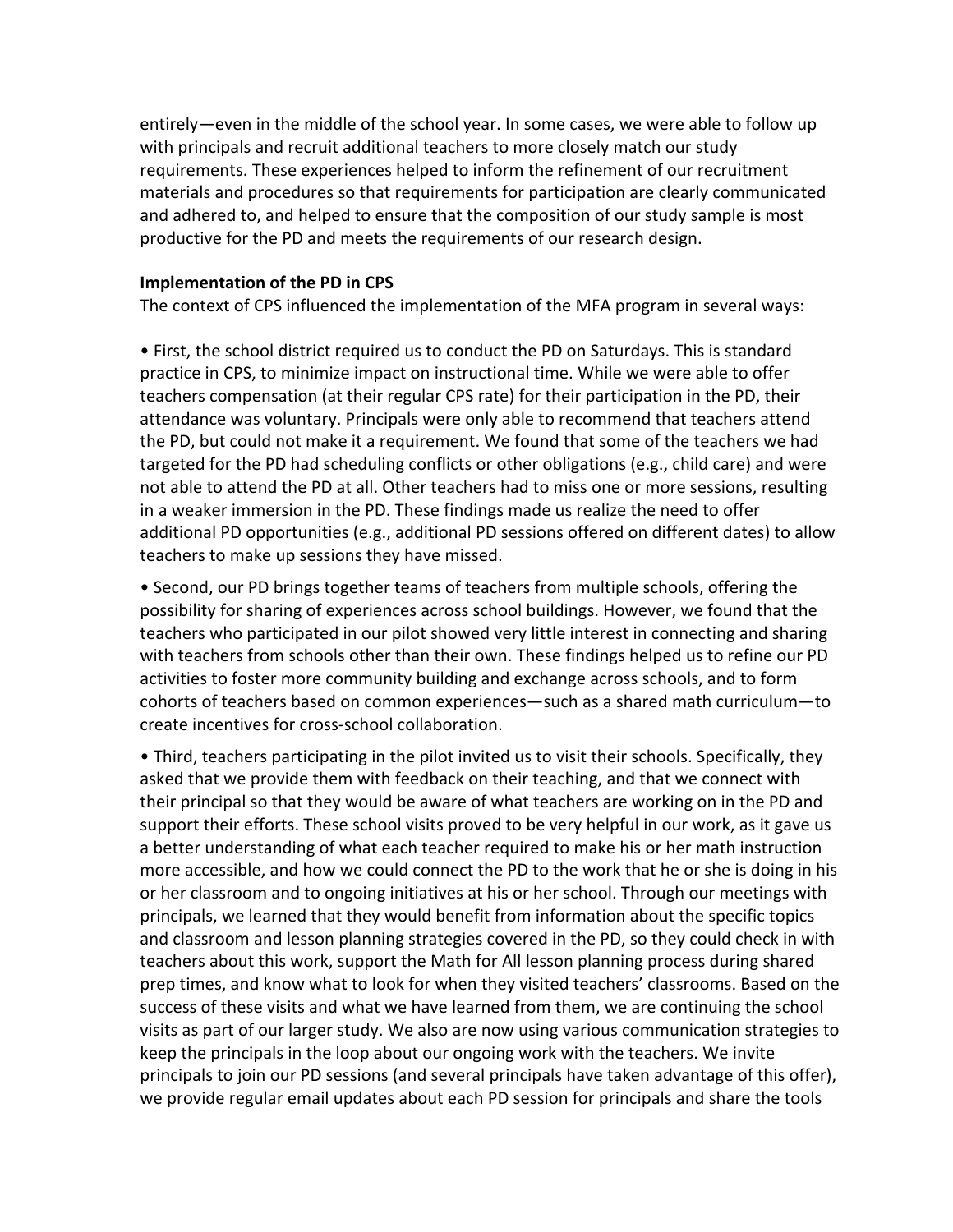entirely—even in the middle of the school year. In some cases, we were able to follow up with principals and recruit additional teachers to more closely match our study requirements. These experiences helped to inform the refinement of our recruitment materials and procedures so that requirements for participation are clearly communicated and adhered to, and helped to ensure that the composition of our study sample is most productive for the PD and meets the requirements of our research design.

**Implementation of the PD in CPS**

The context of CPS influenced the implementation of the MFA program in several ways:

• First, the school district required us to conduct the PD on Saturdays. This is standard practice in CPS, to minimize impact on instructional time. While we were able to offer teachers compensation (at their regular CPS rate) for their participation in the PD, their attendance was voluntary. Principals were only able to recommend that teachers attend the PD, but could not make it a requirement. We found that some of the teachers we had targeted for the PD had scheduling conflicts or other obligations (e.g., child care) and were not able to attend the PD at all. Other teachers had to miss one or more sessions, resulting in a weaker immersion in the PD. These findings made us realize the need to offer additional PD opportunities (e.g., additional PD sessions offered on different dates) to allow teachers to make up sessions they have missed.

• Second, our PD brings together teams of teachers from multiple schools, offering the possibility for sharing of experiences across school buildings. However, we found that the teachers who participated in our pilot showed very little interest in connecting and sharing with teachers from schools other than their own. These findings helped us to refine our PD activities to foster more community building and exchange across schools, and to form cohorts of teachers based on common experiences—such as a shared math curriculum—to create incentives for cross-school collaboration.

• Third, teachers participating in the pilot invited us to visit their schools. Specifically, they asked that we provide them with feedback on their teaching, and that we connect with their principal so that they would be aware of what teachers are working on in the PD and support their efforts. These school visits proved to be very helpful in our work, as it gave us a better understanding of what each teacher required to make his or her math instruction more accessible, and how we could connect the PD to the work that he or she is doing in his or her classroom and to ongoing initiatives at his or her school. Through our meetings with principals, we learned that they would benefit from information about the specific topics and classroom and lesson planning strategies covered in the PD, so they could check in with teachers about this work, support the Math for All lesson planning process during shared prep times, and know what to look for when they visited teachers' classrooms. Based on the success of these visits and what we have learned from them, we are continuing the school visits as part of our larger study. We also are now using various communication strategies to keep the principals in the loop about our ongoing work with the teachers. We invite principals to join our PD sessions (and several principals have taken advantage of this offer), we provide regular email updates about each PD session for principals and share the tools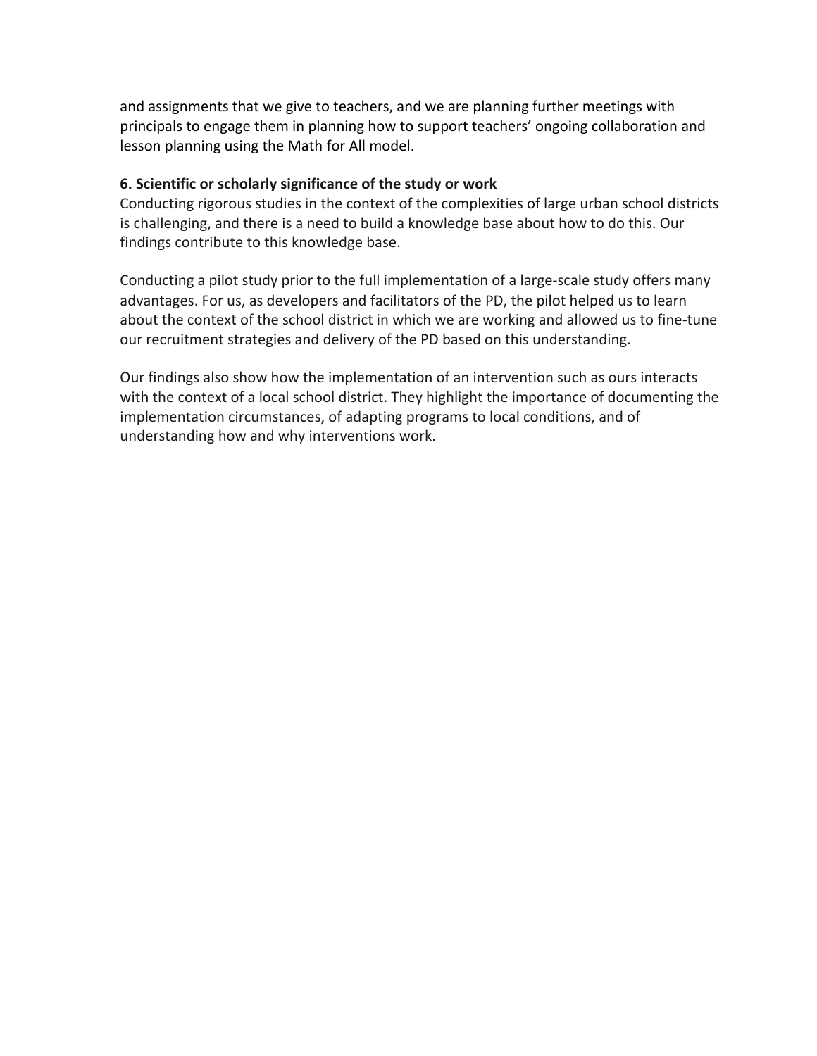and assignments that we give to teachers, and we are planning further meetings with principals to engage them in planning how to support teachers' ongoing collaboration and lesson planning using the Math for All model.

**6. Scientific or scholarly significance of the study or work**

Conducting rigorous studies in the context of the complexities of large urban school districts is challenging, and there is a need to build a knowledge base about how to do this. Our findings contribute to this knowledge base.

Conducting a pilot study prior to the full implementation of a large-scale study offers many advantages. For us, as developers and facilitators of the PD, the pilot helped us to learn about the context of the school district in which we are working and allowed us to fine-tune our recruitment strategies and delivery of the PD based on this understanding.

Our findings also show how the implementation of an intervention such as ours interacts with the context of a local school district. They highlight the importance of documenting the implementation circumstances, of adapting programs to local conditions, and of understanding how and why interventions work.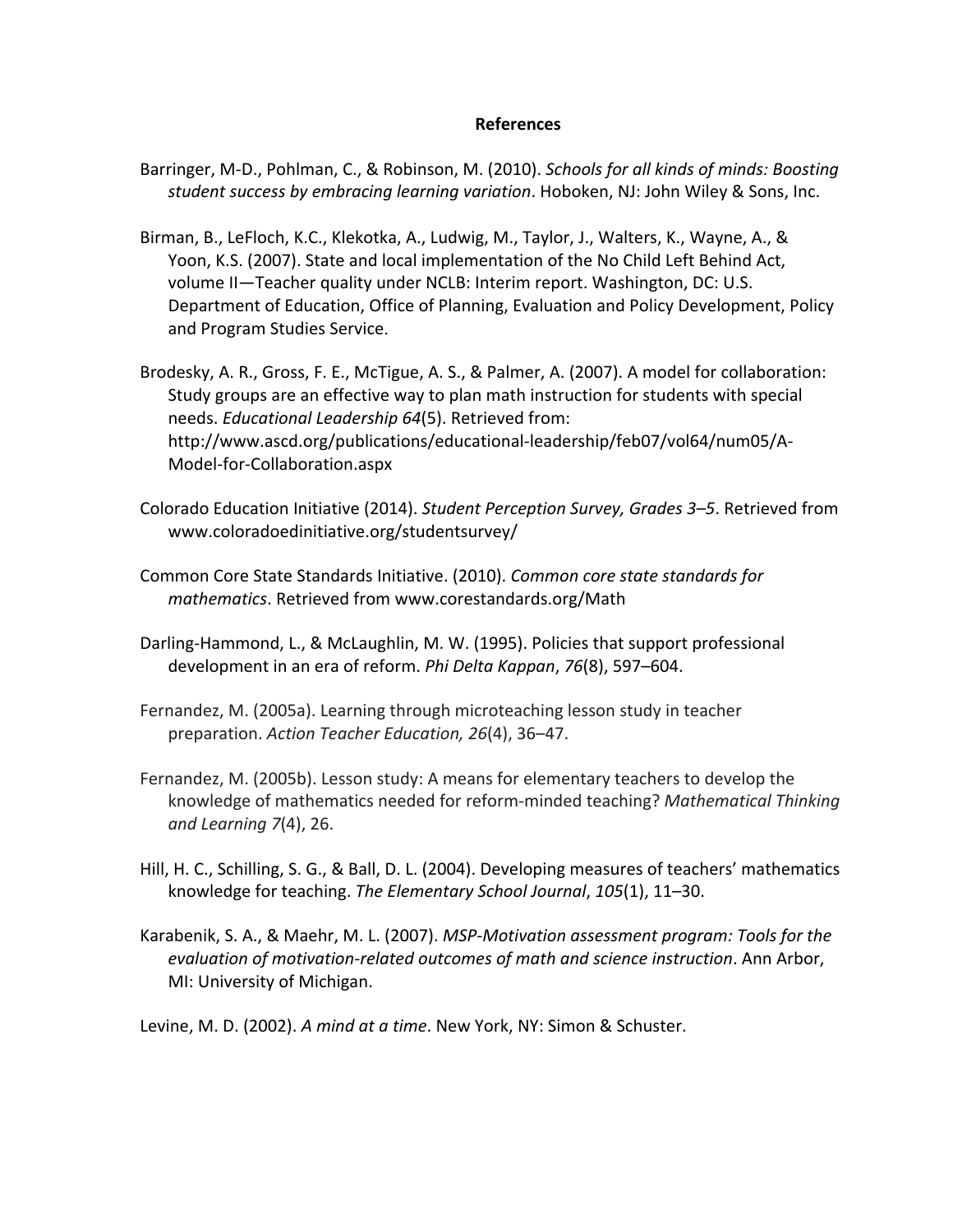## References

Barringer, M-D., Pohlman, C., & Robinson, M. (2010). *Schools for all kinds of minds: Boosting student success by embracing learning variation*. Hoboken, NJ: John Wiley & Sons, Inc.

Birman, B., LeFloch, K.C., Klekotka, A., Ludwig, M., Taylor, J., Walters, K., Wayne, A., & Yoon, K.S. (2007). State and local implementation of the No Child Left Behind Act, volume II—Teacher quality under NCLB: Interim report. Washington, DC: U.S. Department of Education, Office of Planning, Evaluation and Policy Development, Policy and Program Studies Service.

Brodesky, A. R., Gross, F. E., McTigue, A. S., & Palmer, A. (2007). A model for collaboration: Study groups are an effective way to plan math instruction for students with special needs. *Educational Leadership 64*(5). Retrieved from: http://www.ascd.org/publications/educational-leadership/feb07/vol64/num05/A-Model-for-Collaboration.aspx

Colorado Education Initiative (2014). *Student Perception Survey, Grades 3–5*. Retrieved from www.coloradoedinitiative.org/studentsurvey/

Common Core State Standards Initiative. (2010). *Common core state standards for mathematics*. Retrieved from www.corestandards.org/Math

Darling-Hammond, L., & McLaughlin, M. W. (1995). Policies that support professional development in an era of reform. *Phi Delta Kappan*, *76*(8), 597–604.

Fernandez, M. (2005a). Learning through microteaching lesson study in teacher preparation. *Action Teacher Education, 26*(4), 36–47.

Fernandez, M. (2005b). Lesson study: A means for elementary teachers to develop the knowledge of mathematics needed for reform-minded teaching? *Mathematical Thinking and Learning 7*(4), 26.

Hill, H. C., Schilling, S. G., & Ball, D. L. (2004). Developing measures of teachers' mathematics knowledge for teaching. *The Elementary School Journal*, *105*(1), 11–30.

Karabenik, S. A., & Maehr, M. L. (2007). *MSP-Motivation assessment program: Tools for the evaluation of motivation-related outcomes of math and science instruction*. Ann Arbor, MI: University of Michigan.

Levine, M. D. (2002). *A mind at a time*. New York, NY: Simon & Schuster.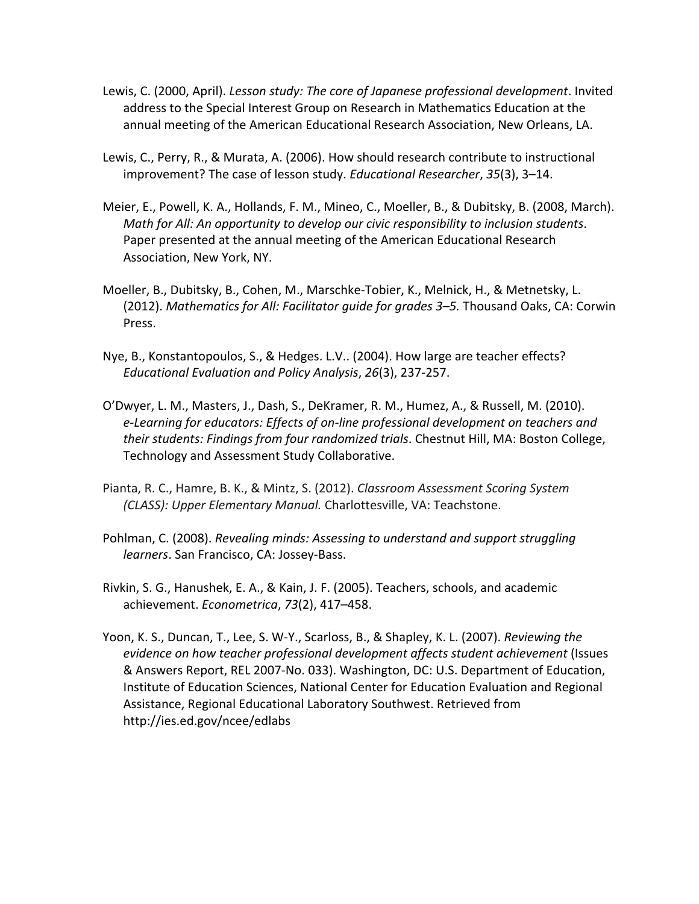Lewis, C. (2000, April). *Lesson study: The core of Japanese professional development*. Invited address to the Special Interest Group on Research in Mathematics Education at the annual meeting of the American Educational Research Association, New Orleans, LA.

Lewis, C., Perry, R., & Murata, A. (2006). How should research contribute to instructional improvement? The case of lesson study. *Educational Researcher*, *35*(3), 3–14.

Meier, E., Powell, K. A., Hollands, F. M., Mineo, C., Moeller, B., & Dubitsky, B. (2008, March). *Math for All: An opportunity to develop our civic responsibility to inclusion students*. Paper presented at the annual meeting of the American Educational Research Association, New York, NY.

Moeller, B., Dubitsky, B., Cohen, M., Marschke-Tobier, K., Melnick, H., & Metnetsky, L. (2012). *Mathematics for All: Facilitator guide for grades 3–5.* Thousand Oaks, CA: Corwin Press.

Nye, B., Konstantopoulos, S., & Hedges. L.V.. (2004). How large are teacher effects? *Educational Evaluation and Policy Analysis*, *26*(3), 237-257.

O'Dwyer, L. M., Masters, J., Dash, S., DeKramer, R. M., Humez, A., & Russell, M. (2010). *e-Learning for educators: Effects of on-line professional development on teachers and their students: Findings from four randomized trials*. Chestnut Hill, MA: Boston College, Technology and Assessment Study Collaborative.

Pianta, R. C., Hamre, B. K., & Mintz, S. (2012). *Classroom Assessment Scoring System (CLASS): Upper Elementary Manual.* Charlottesville, VA: Teachstone.

Pohlman, C. (2008). *Revealing minds: Assessing to understand and support struggling learners*. San Francisco, CA: Jossey-Bass.

Rivkin, S. G., Hanushek, E. A., & Kain, J. F. (2005). Teachers, schools, and academic achievement. *Econometrica*, *73*(2), 417–458.

Yoon, K. S., Duncan, T., Lee, S. W-Y., Scarloss, B., & Shapley, K. L. (2007). *Reviewing the evidence on how teacher professional development affects student achievement* (Issues & Answers Report, REL 2007-No. 033). Washington, DC: U.S. Department of Education, Institute of Education Sciences, National Center for Education Evaluation and Regional Assistance, Regional Educational Laboratory Southwest. Retrieved from http://ies.ed.gov/ncee/edlabs